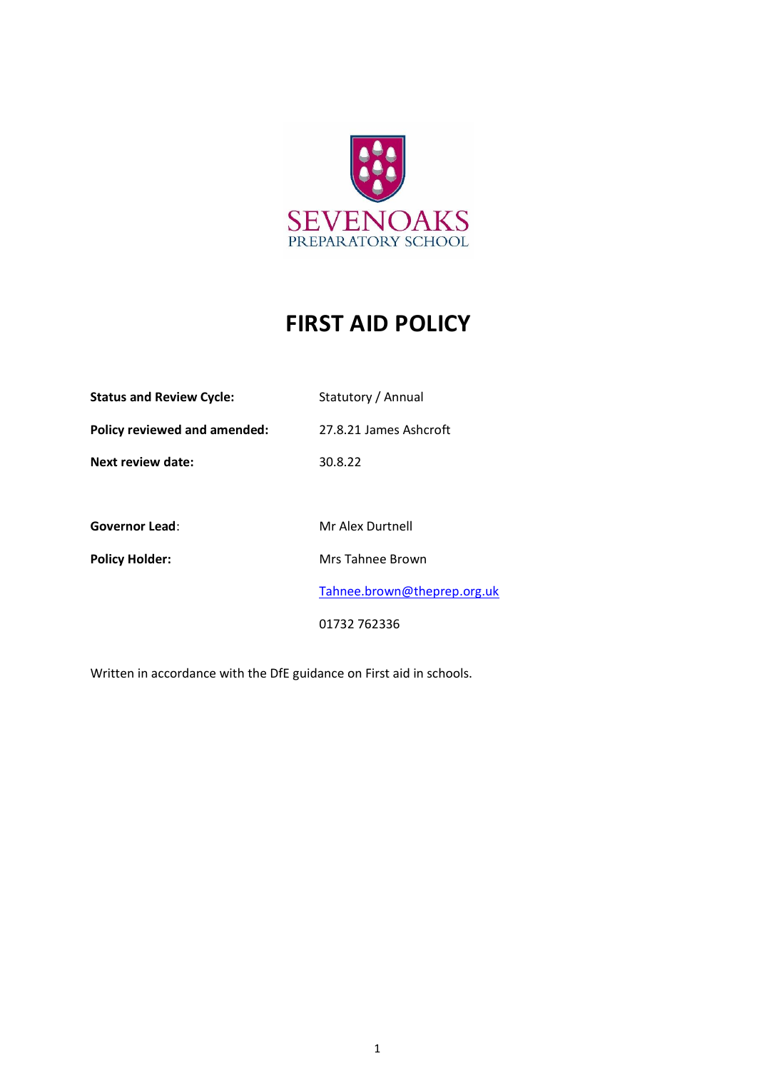SEVENOAKS
PREPARATORY SCHOOL

# FIRST AID POLICY

| | |
|---|---|
| **Status and Review Cycle:** | Statutory / Annual |
| **Policy reviewed and amended:** | 27.8.21 James Ashcroft |
| **Next review date:** | 30.8.22 |
| | |
| **Governor Lead**: | Mr Alex Durtnell |
| **Policy Holder:** | Mrs Tahnee Brown |
| | [Tahnee.brown@theprep.org.uk](mailto:Tahnee.brown@theprep.org.uk) |
| | 01732 762336 |

Written in accordance with the DfE guidance on First aid in schools.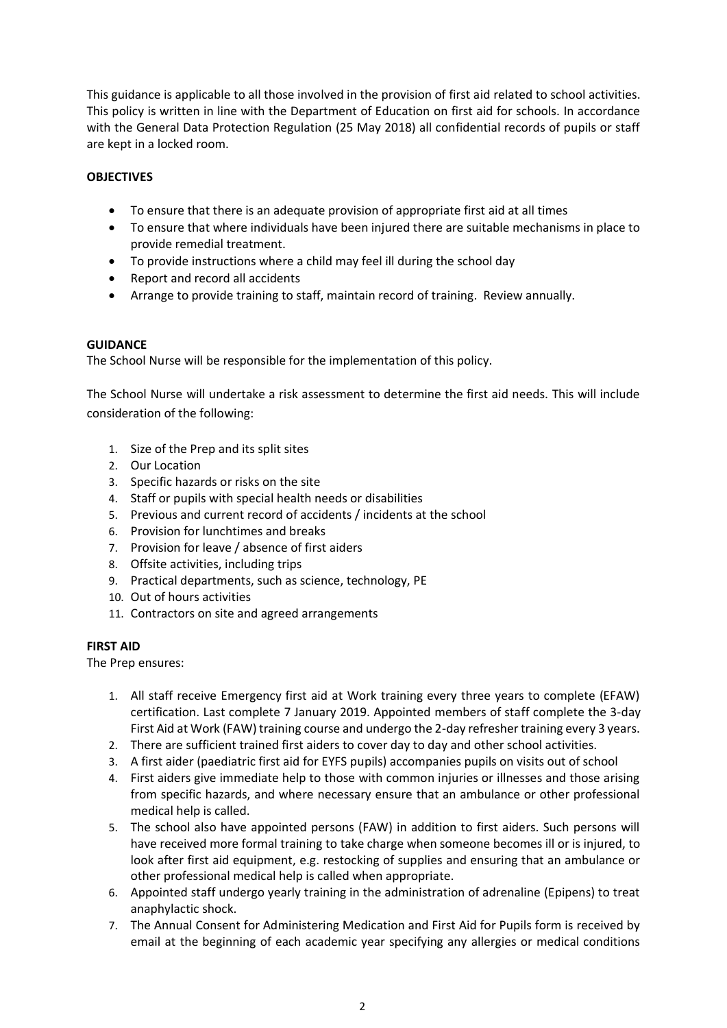This guidance is applicable to all those involved in the provision of first aid related to school activities. This policy is written in line with the Department of Education on first aid for schools. In accordance with the General Data Protection Regulation (25 May 2018) all confidential records of pupils or staff are kept in a locked room.

**OBJECTIVES**

- To ensure that there is an adequate provision of appropriate first aid at all times
- To ensure that where individuals have been injured there are suitable mechanisms in place to provide remedial treatment.
- To provide instructions where a child may feel ill during the school day
- Report and record all accidents
- Arrange to provide training to staff, maintain record of training. Review annually.

**GUIDANCE**

The School Nurse will be responsible for the implementation of this policy.

The School Nurse will undertake a risk assessment to determine the first aid needs. This will include consideration of the following:

1. Size of the Prep and its split sites
2. Our Location
3. Specific hazards or risks on the site
4. Staff or pupils with special health needs or disabilities
5. Previous and current record of accidents / incidents at the school
6. Provision for lunchtimes and breaks
7. Provision for leave / absence of first aiders
8. Offsite activities, including trips
9. Practical departments, such as science, technology, PE
10. Out of hours activities
11. Contractors on site and agreed arrangements

**FIRST AID**

The Prep ensures:

1. All staff receive Emergency first aid at Work training every three years to complete (EFAW) certification. Last complete 7 January 2019. Appointed members of staff complete the 3-day First Aid at Work (FAW) training course and undergo the 2-day refresher training every 3 years.
2. There are sufficient trained first aiders to cover day to day and other school activities.
3. A first aider (paediatric first aid for EYFS pupils) accompanies pupils on visits out of school
4. First aiders give immediate help to those with common injuries or illnesses and those arising from specific hazards, and where necessary ensure that an ambulance or other professional medical help is called.
5. The school also have appointed persons (FAW) in addition to first aiders. Such persons will have received more formal training to take charge when someone becomes ill or is injured, to look after first aid equipment, e.g. restocking of supplies and ensuring that an ambulance or other professional medical help is called when appropriate.
6. Appointed staff undergo yearly training in the administration of adrenaline (Epipens) to treat anaphylactic shock.
7. The Annual Consent for Administering Medication and First Aid for Pupils form is received by email at the beginning of each academic year specifying any allergies or medical conditions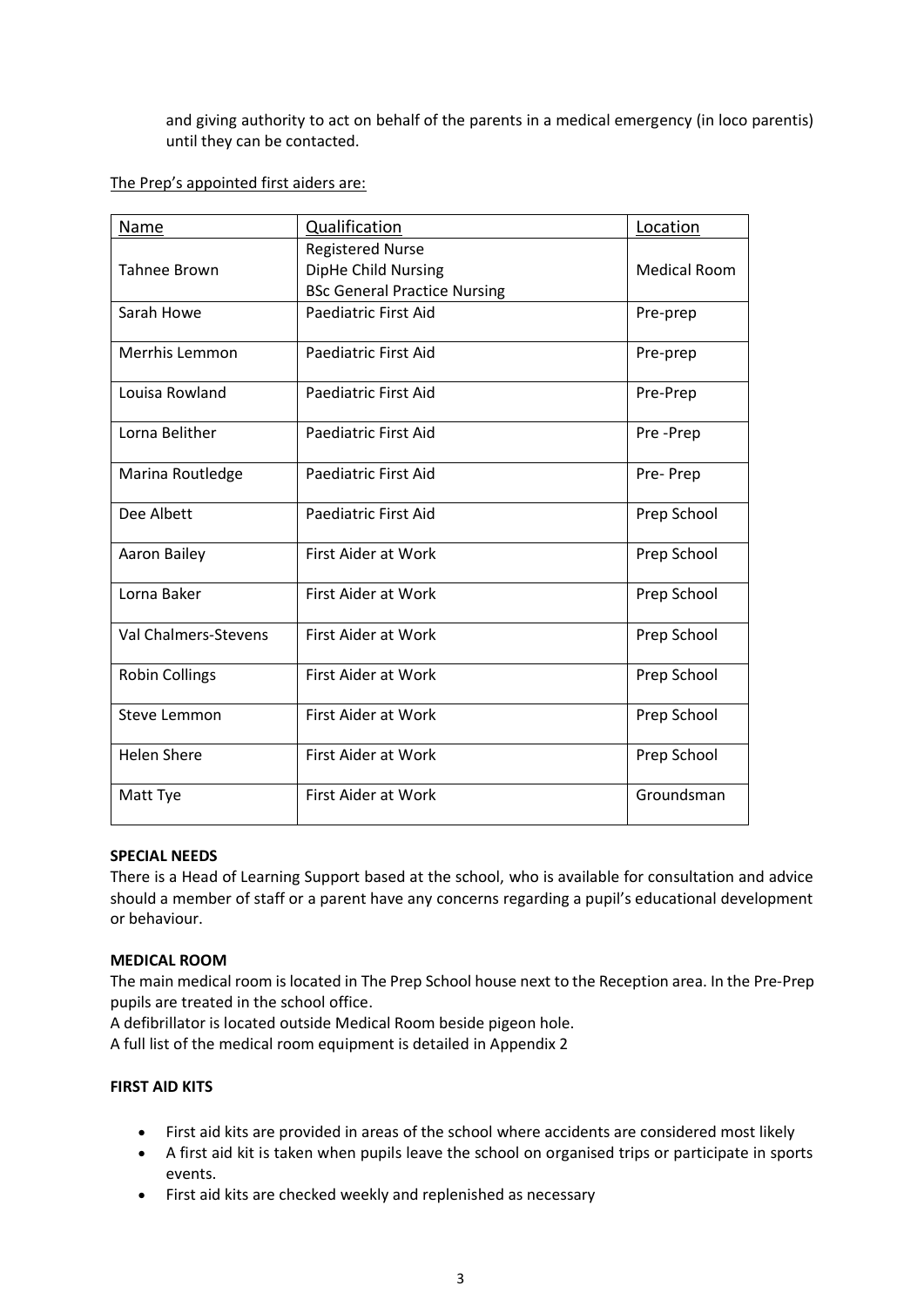and giving authority to act on behalf of the parents in a medical emergency (in loco parentis) until they can be contacted.

The Prep's appointed first aiders are:

| Name | Qualification | Location |
|---|---|---|
| Tahnee Brown | Registered Nurse<br>DipHe Child Nursing<br>BSc General Practice Nursing | Medical Room |
| Sarah Howe | Paediatric First Aid | Pre-prep |
| Merrhis Lemmon | Paediatric First Aid | Pre-prep |
| Louisa Rowland | Paediatric First Aid | Pre-Prep |
| Lorna Belither | Paediatric First Aid | Pre -Prep |
| Marina Routledge | Paediatric First Aid | Pre- Prep |
| Dee Albett | Paediatric First Aid | Prep School |
| Aaron Bailey | First Aider at Work | Prep School |
| Lorna Baker | First Aider at Work | Prep School |
| Val Chalmers-Stevens | First Aider at Work | Prep School |
| Robin Collings | First Aider at Work | Prep School |
| Steve Lemmon | First Aider at Work | Prep School |
| Helen Shere | First Aider at Work | Prep School |
| Matt Tye | First Aider at Work | Groundsman |

**SPECIAL NEEDS**

There is a Head of Learning Support based at the school, who is available for consultation and advice should a member of staff or a parent have any concerns regarding a pupil's educational development or behaviour.

**MEDICAL ROOM**

The main medical room is located in The Prep School house next to the Reception area. In the Pre-Prep pupils are treated in the school office.

A defibrillator is located outside Medical Room beside pigeon hole.

A full list of the medical room equipment is detailed in Appendix 2

**FIRST AID KITS**

- First aid kits are provided in areas of the school where accidents are considered most likely
- A first aid kit is taken when pupils leave the school on organised trips or participate in sports events.
- First aid kits are checked weekly and replenished as necessary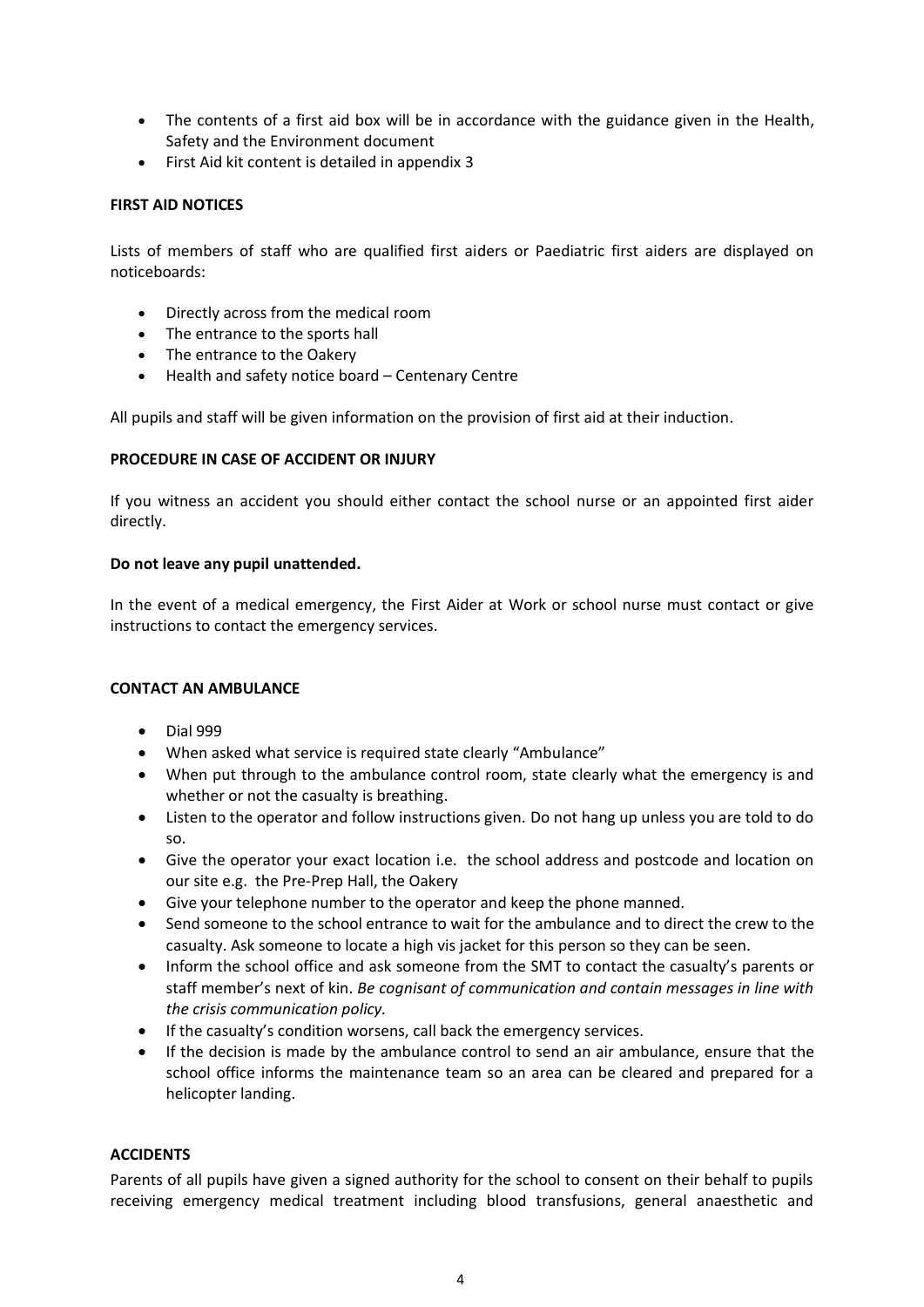- The contents of a first aid box will be in accordance with the guidance given in the Health, Safety and the Environment document
- First Aid kit content is detailed in appendix 3

**FIRST AID NOTICES**

Lists of members of staff who are qualified first aiders or Paediatric first aiders are displayed on noticeboards:

- Directly across from the medical room
- The entrance to the sports hall
- The entrance to the Oakery
- Health and safety notice board – Centenary Centre

All pupils and staff will be given information on the provision of first aid at their induction.

**PROCEDURE IN CASE OF ACCIDENT OR INJURY**

If you witness an accident you should either contact the school nurse or an appointed first aider directly.

**Do not leave any pupil unattended.**

In the event of a medical emergency, the First Aider at Work or school nurse must contact or give instructions to contact the emergency services.

**CONTACT AN AMBULANCE**

- Dial 999
- When asked what service is required state clearly "Ambulance"
- When put through to the ambulance control room, state clearly what the emergency is and whether or not the casualty is breathing.
- Listen to the operator and follow instructions given. Do not hang up unless you are told to do so.
- Give the operator your exact location i.e. the school address and postcode and location on our site e.g. the Pre-Prep Hall, the Oakery
- Give your telephone number to the operator and keep the phone manned.
- Send someone to the school entrance to wait for the ambulance and to direct the crew to the casualty. Ask someone to locate a high vis jacket for this person so they can be seen.
- Inform the school office and ask someone from the SMT to contact the casualty's parents or staff member's next of kin. *Be cognisant of communication and contain messages in line with the crisis communication policy.*
- If the casualty's condition worsens, call back the emergency services.
- If the decision is made by the ambulance control to send an air ambulance, ensure that the school office informs the maintenance team so an area can be cleared and prepared for a helicopter landing.

**ACCIDENTS**

Parents of all pupils have given a signed authority for the school to consent on their behalf to pupils receiving emergency medical treatment including blood transfusions, general anaesthetic and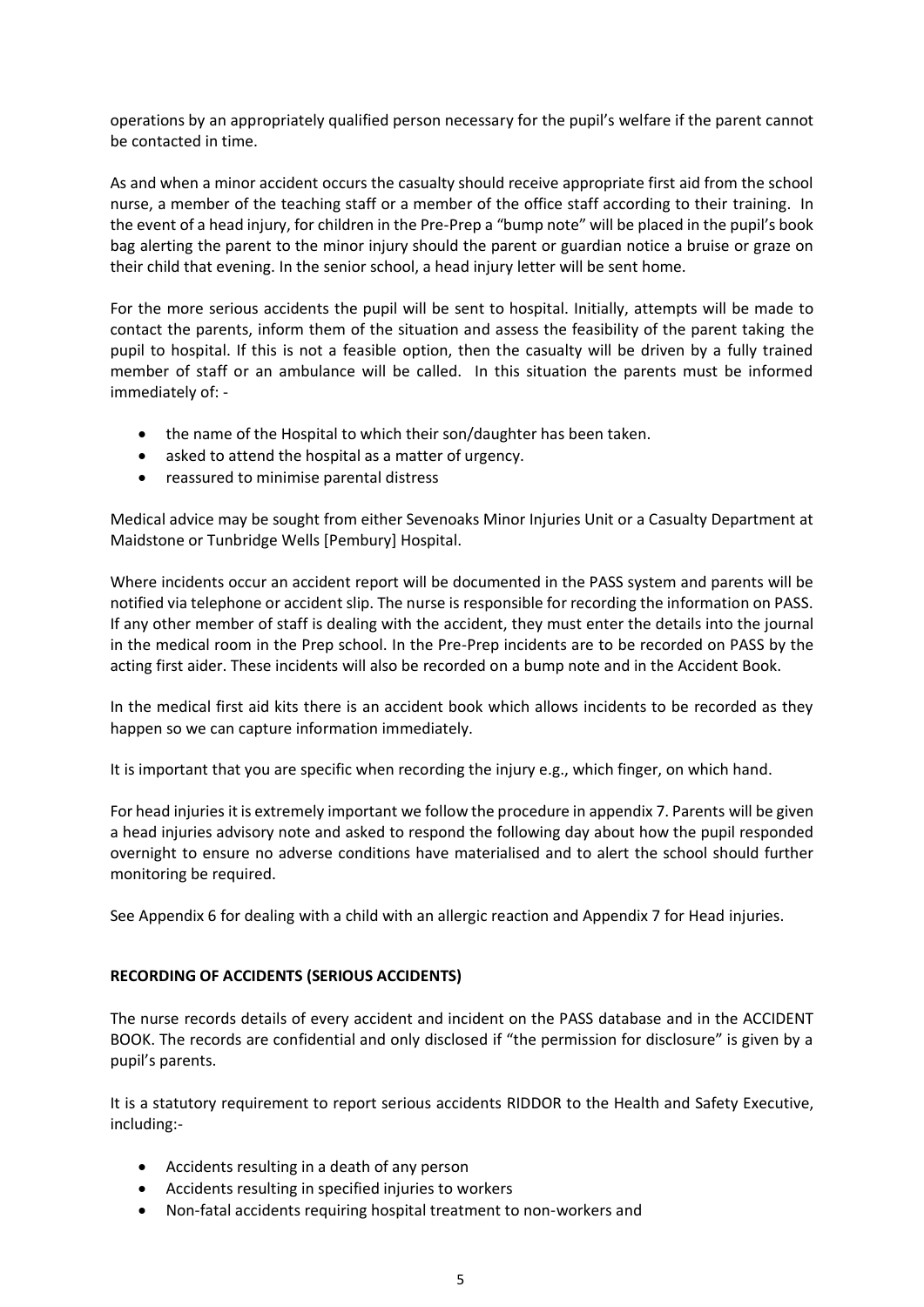operations by an appropriately qualified person necessary for the pupil's welfare if the parent cannot be contacted in time.

As and when a minor accident occurs the casualty should receive appropriate first aid from the school nurse, a member of the teaching staff or a member of the office staff according to their training. In the event of a head injury, for children in the Pre-Prep a "bump note" will be placed in the pupil's book bag alerting the parent to the minor injury should the parent or guardian notice a bruise or graze on their child that evening. In the senior school, a head injury letter will be sent home.

For the more serious accidents the pupil will be sent to hospital. Initially, attempts will be made to contact the parents, inform them of the situation and assess the feasibility of the parent taking the pupil to hospital. If this is not a feasible option, then the casualty will be driven by a fully trained member of staff or an ambulance will be called. In this situation the parents must be informed immediately of: -

- the name of the Hospital to which their son/daughter has been taken.
- asked to attend the hospital as a matter of urgency.
- reassured to minimise parental distress

Medical advice may be sought from either Sevenoaks Minor Injuries Unit or a Casualty Department at Maidstone or Tunbridge Wells [Pembury] Hospital.

Where incidents occur an accident report will be documented in the PASS system and parents will be notified via telephone or accident slip. The nurse is responsible for recording the information on PASS. If any other member of staff is dealing with the accident, they must enter the details into the journal in the medical room in the Prep school. In the Pre-Prep incidents are to be recorded on PASS by the acting first aider. These incidents will also be recorded on a bump note and in the Accident Book.

In the medical first aid kits there is an accident book which allows incidents to be recorded as they happen so we can capture information immediately.

It is important that you are specific when recording the injury e.g., which finger, on which hand.

For head injuries it is extremely important we follow the procedure in appendix 7. Parents will be given a head injuries advisory note and asked to respond the following day about how the pupil responded overnight to ensure no adverse conditions have materialised and to alert the school should further monitoring be required.

See Appendix 6 for dealing with a child with an allergic reaction and Appendix 7 for Head injuries.

**RECORDING OF ACCIDENTS (SERIOUS ACCIDENTS)**

The nurse records details of every accident and incident on the PASS database and in the ACCIDENT BOOK. The records are confidential and only disclosed if "the permission for disclosure" is given by a pupil's parents.

It is a statutory requirement to report serious accidents RIDDOR to the Health and Safety Executive, including:-

- Accidents resulting in a death of any person
- Accidents resulting in specified injuries to workers
- Non-fatal accidents requiring hospital treatment to non-workers and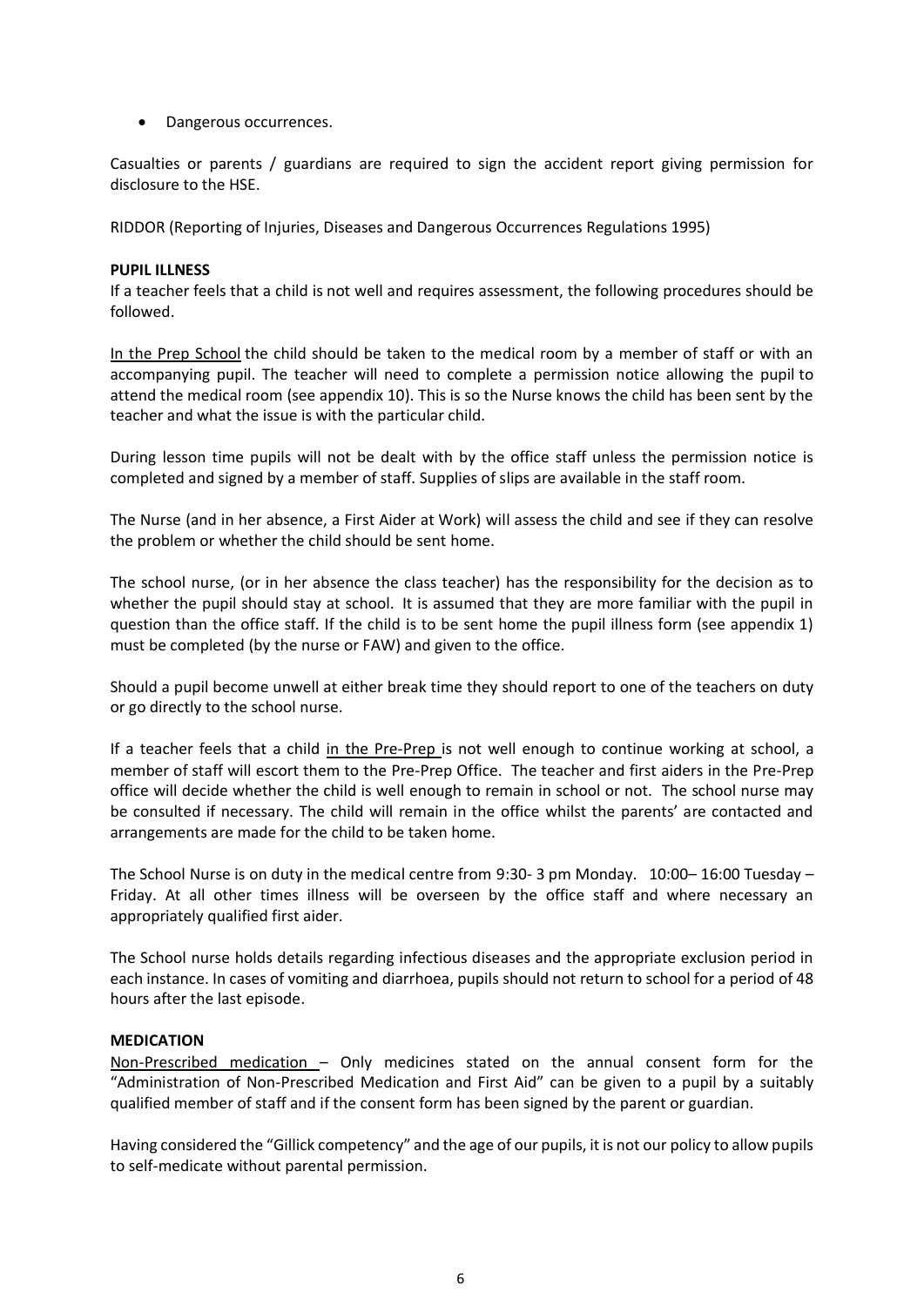- Dangerous occurrences.

Casualties or parents / guardians are required to sign the accident report giving permission for disclosure to the HSE.

RIDDOR (Reporting of Injuries, Diseases and Dangerous Occurrences Regulations 1995)

**PUPIL ILLNESS**

If a teacher feels that a child is not well and requires assessment, the following procedures should be followed.

In the Prep School the child should be taken to the medical room by a member of staff or with an accompanying pupil. The teacher will need to complete a permission notice allowing the pupil to attend the medical room (see appendix 10). This is so the Nurse knows the child has been sent by the teacher and what the issue is with the particular child.

During lesson time pupils will not be dealt with by the office staff unless the permission notice is completed and signed by a member of staff. Supplies of slips are available in the staff room.

The Nurse (and in her absence, a First Aider at Work) will assess the child and see if they can resolve the problem or whether the child should be sent home.

The school nurse, (or in her absence the class teacher) has the responsibility for the decision as to whether the pupil should stay at school. It is assumed that they are more familiar with the pupil in question than the office staff. If the child is to be sent home the pupil illness form (see appendix 1) must be completed (by the nurse or FAW) and given to the office.

Should a pupil become unwell at either break time they should report to one of the teachers on duty or go directly to the school nurse.

If a teacher feels that a child in the Pre-Prep is not well enough to continue working at school, a member of staff will escort them to the Pre-Prep Office. The teacher and first aiders in the Pre-Prep office will decide whether the child is well enough to remain in school or not. The school nurse may be consulted if necessary. The child will remain in the office whilst the parents' are contacted and arrangements are made for the child to be taken home.

The School Nurse is on duty in the medical centre from 9:30- 3 pm Monday. 10:00– 16:00 Tuesday – Friday. At all other times illness will be overseen by the office staff and where necessary an appropriately qualified first aider.

The School nurse holds details regarding infectious diseases and the appropriate exclusion period in each instance. In cases of vomiting and diarrhoea, pupils should not return to school for a period of 48 hours after the last episode.

**MEDICATION**

Non-Prescribed medication – Only medicines stated on the annual consent form for the "Administration of Non-Prescribed Medication and First Aid" can be given to a pupil by a suitably qualified member of staff and if the consent form has been signed by the parent or guardian.

Having considered the "Gillick competency" and the age of our pupils, it is not our policy to allow pupils to self-medicate without parental permission.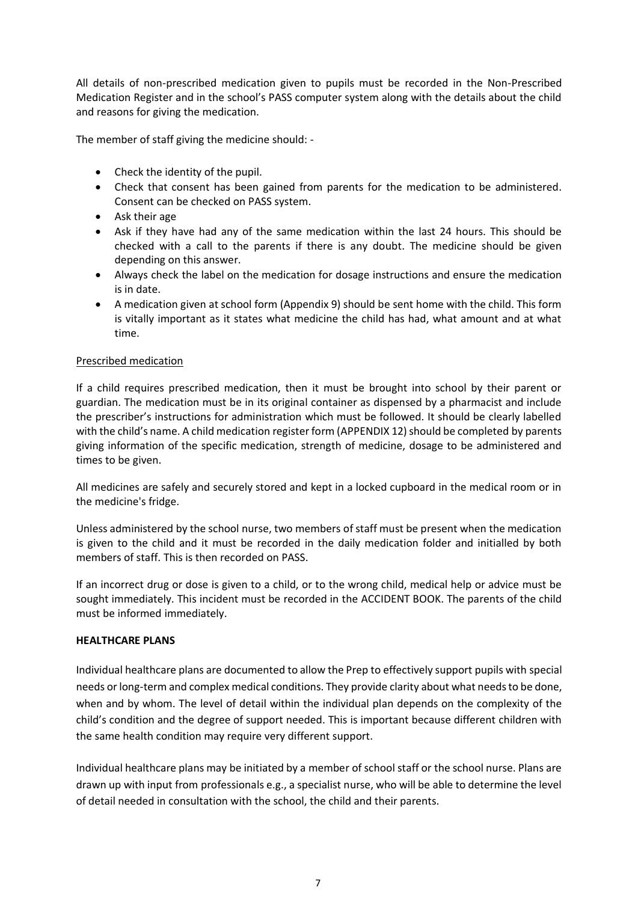All details of non-prescribed medication given to pupils must be recorded in the Non-Prescribed Medication Register and in the school's PASS computer system along with the details about the child and reasons for giving the medication.

The member of staff giving the medicine should: -

- Check the identity of the pupil.
- Check that consent has been gained from parents for the medication to be administered. Consent can be checked on PASS system.
- Ask their age
- Ask if they have had any of the same medication within the last 24 hours. This should be checked with a call to the parents if there is any doubt. The medicine should be given depending on this answer.
- Always check the label on the medication for dosage instructions and ensure the medication is in date.
- A medication given at school form (Appendix 9) should be sent home with the child. This form is vitally important as it states what medicine the child has had, what amount and at what time.

<u>Prescribed medication</u>

If a child requires prescribed medication, then it must be brought into school by their parent or guardian. The medication must be in its original container as dispensed by a pharmacist and include the prescriber's instructions for administration which must be followed. It should be clearly labelled with the child's name. A child medication register form (APPENDIX 12) should be completed by parents giving information of the specific medication, strength of medicine, dosage to be administered and times to be given.

All medicines are safely and securely stored and kept in a locked cupboard in the medical room or in the medicine's fridge.

Unless administered by the school nurse, two members of staff must be present when the medication is given to the child and it must be recorded in the daily medication folder and initialled by both members of staff. This is then recorded on PASS.

If an incorrect drug or dose is given to a child, or to the wrong child, medical help or advice must be sought immediately. This incident must be recorded in the ACCIDENT BOOK. The parents of the child must be informed immediately.

**HEALTHCARE PLANS**

Individual healthcare plans are documented to allow the Prep to effectively support pupils with special needs or long-term and complex medical conditions. They provide clarity about what needs to be done, when and by whom. The level of detail within the individual plan depends on the complexity of the child's condition and the degree of support needed. This is important because different children with the same health condition may require very different support.

Individual healthcare plans may be initiated by a member of school staff or the school nurse. Plans are drawn up with input from professionals e.g., a specialist nurse, who will be able to determine the level of detail needed in consultation with the school, the child and their parents.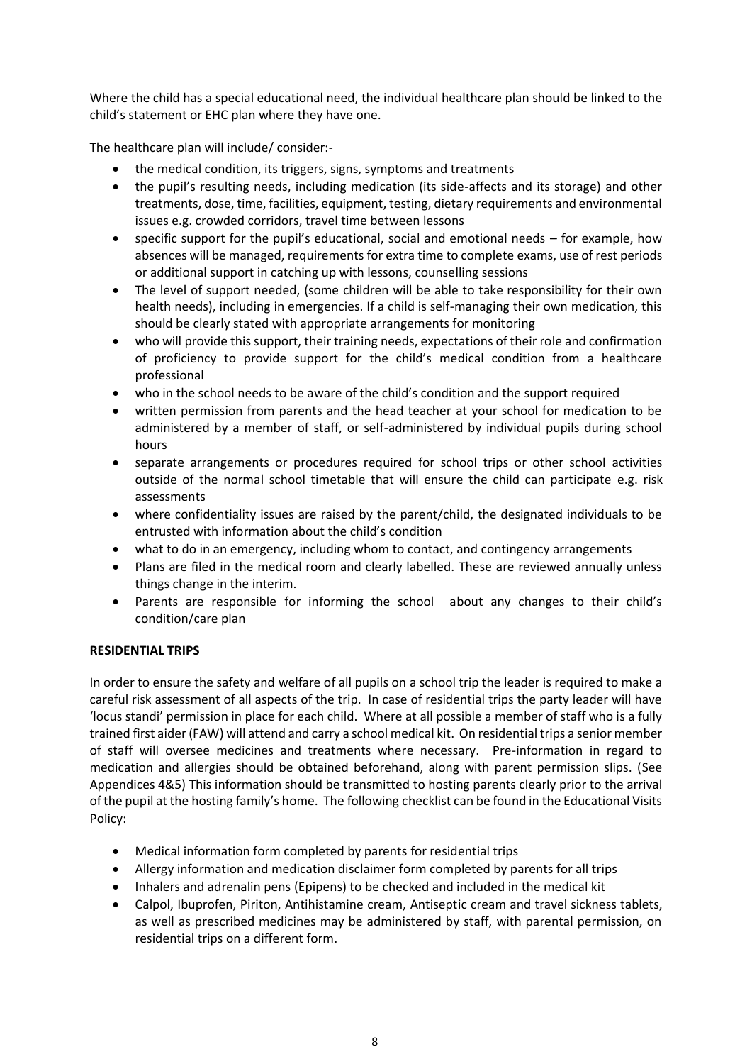Where the child has a special educational need, the individual healthcare plan should be linked to the child's statement or EHC plan where they have one.

The healthcare plan will include/ consider:-

- the medical condition, its triggers, signs, symptoms and treatments
- the pupil's resulting needs, including medication (its side-affects and its storage) and other treatments, dose, time, facilities, equipment, testing, dietary requirements and environmental issues e.g. crowded corridors, travel time between lessons
- specific support for the pupil's educational, social and emotional needs – for example, how absences will be managed, requirements for extra time to complete exams, use of rest periods or additional support in catching up with lessons, counselling sessions
- The level of support needed, (some children will be able to take responsibility for their own health needs), including in emergencies. If a child is self-managing their own medication, this should be clearly stated with appropriate arrangements for monitoring
- who will provide this support, their training needs, expectations of their role and confirmation of proficiency to provide support for the child's medical condition from a healthcare professional
- who in the school needs to be aware of the child's condition and the support required
- written permission from parents and the head teacher at your school for medication to be administered by a member of staff, or self-administered by individual pupils during school hours
- separate arrangements or procedures required for school trips or other school activities outside of the normal school timetable that will ensure the child can participate e.g. risk assessments
- where confidentiality issues are raised by the parent/child, the designated individuals to be entrusted with information about the child's condition
- what to do in an emergency, including whom to contact, and contingency arrangements
- Plans are filed in the medical room and clearly labelled. These are reviewed annually unless things change in the interim.
- Parents are responsible for informing the school about any changes to their child's condition/care plan

**RESIDENTIAL TRIPS**

In order to ensure the safety and welfare of all pupils on a school trip the leader is required to make a careful risk assessment of all aspects of the trip. In case of residential trips the party leader will have 'locus standi' permission in place for each child. Where at all possible a member of staff who is a fully trained first aider (FAW) will attend and carry a school medical kit. On residential trips a senior member of staff will oversee medicines and treatments where necessary. Pre-information in regard to medication and allergies should be obtained beforehand, along with parent permission slips. (See Appendices 4&5) This information should be transmitted to hosting parents clearly prior to the arrival of the pupil at the hosting family's home. The following checklist can be found in the Educational Visits Policy:

- Medical information form completed by parents for residential trips
- Allergy information and medication disclaimer form completed by parents for all trips
- Inhalers and adrenalin pens (Epipens) to be checked and included in the medical kit
- Calpol, Ibuprofen, Piriton, Antihistamine cream, Antiseptic cream and travel sickness tablets, as well as prescribed medicines may be administered by staff, with parental permission, on residential trips on a different form.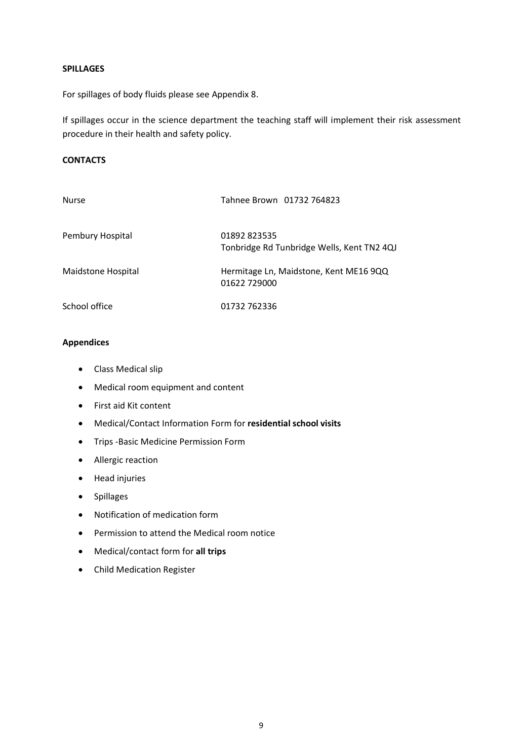**SPILLAGES**

For spillages of body fluids please see Appendix 8.

If spillages occur in the science department the teaching staff will implement their risk assessment procedure in their health and safety policy.

**CONTACTS**

| | |
|---|---|
| Nurse | Tahnee Brown 01732 764823 |
| Pembury Hospital | 01892 823535<br>Tonbridge Rd Tunbridge Wells, Kent TN2 4QJ |
| Maidstone Hospital | Hermitage Ln, Maidstone, Kent ME16 9QQ<br>01622 729000 |
| School office | 01732 762336 |

**Appendices**

- Class Medical slip
- Medical room equipment and content
- First aid Kit content
- Medical/Contact Information Form for **residential school visits**
- Trips -Basic Medicine Permission Form
- Allergic reaction
- Head injuries
- Spillages
- Notification of medication form
- Permission to attend the Medical room notice
- Medical/contact form for **all trips**
- Child Medication Register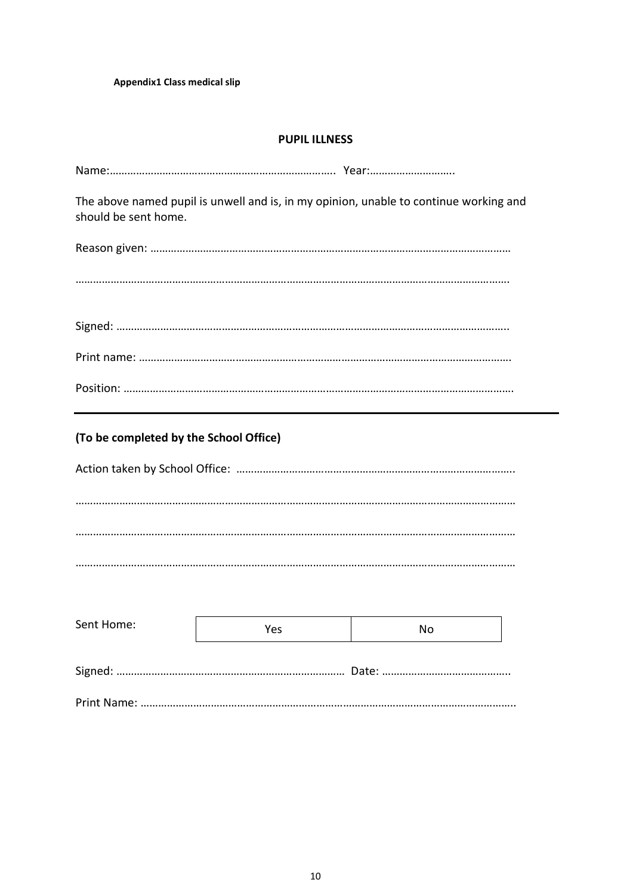**Appendix1 Class medical slip**

**PUPIL ILLNESS**

Name:………………………………………………………………….. Year:………………………..

The above named pupil is unwell and is, in my opinion, unable to continue working and should be sent home.

Reason given: …………………………………………………………………………………………………………

…………………………………………………………………………………………………………………………….

Signed: ……………………………………………………………………………………………………………..

Print name: ……………………………………………………………………………………………………….

Position: …………………………………………………………………………………………………………….

---

**(To be completed by the School Office)**

Action taken by School Office: ………………………………………………………………………………..

……………………………………………………………………………………………………………………………

……………………………………………………………………………………………………………………………

……………………………………………………………………………………………………………………………

| Sent Home: | Yes | No |
|---|---|---|

Signed: …………………………………………………………………… Date: ……………………………………..

Print Name: ………………………………………………………………………………………………………..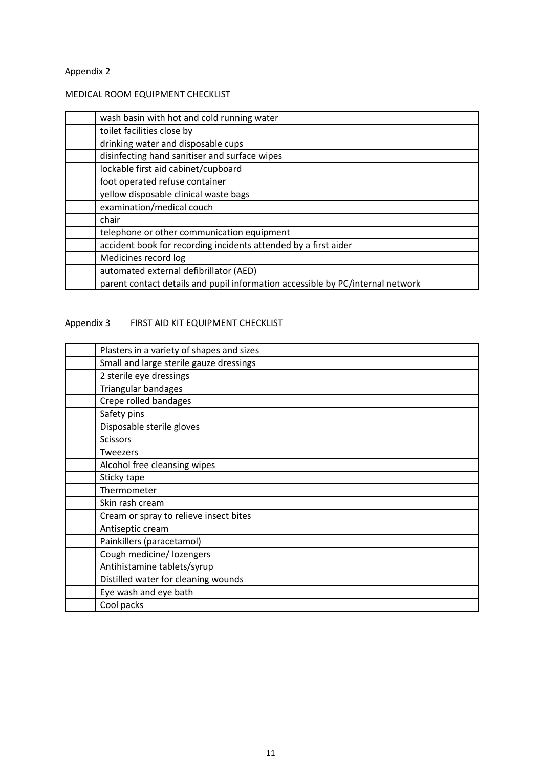Appendix 2

MEDICAL ROOM EQUIPMENT CHECKLIST

| | |
|---|---|
| | wash basin with hot and cold running water |
| | toilet facilities close by |
| | drinking water and disposable cups |
| | disinfecting hand sanitiser and surface wipes |
| | lockable first aid cabinet/cupboard |
| | foot operated refuse container |
| | yellow disposable clinical waste bags |
| | examination/medical couch |
| | chair |
| | telephone or other communication equipment |
| | accident book for recording incidents attended by a first aider |
| | Medicines record log |
| | automated external defibrillator (AED) |
| | parent contact details and pupil information accessible by PC/internal network |

Appendix 3 FIRST AID KIT EQUIPMENT CHECKLIST

| | |
|---|---|
| | Plasters in a variety of shapes and sizes |
| | Small and large sterile gauze dressings |
| | 2 sterile eye dressings |
| | Triangular bandages |
| | Crepe rolled bandages |
| | Safety pins |
| | Disposable sterile gloves |
| | Scissors |
| | Tweezers |
| | Alcohol free cleansing wipes |
| | Sticky tape |
| | Thermometer |
| | Skin rash cream |
| | Cream or spray to relieve insect bites |
| | Antiseptic cream |
| | Painkillers (paracetamol) |
| | Cough medicine/ lozengers |
| | Antihistamine tablets/syrup |
| | Distilled water for cleaning wounds |
| | Eye wash and eye bath |
| | Cool packs |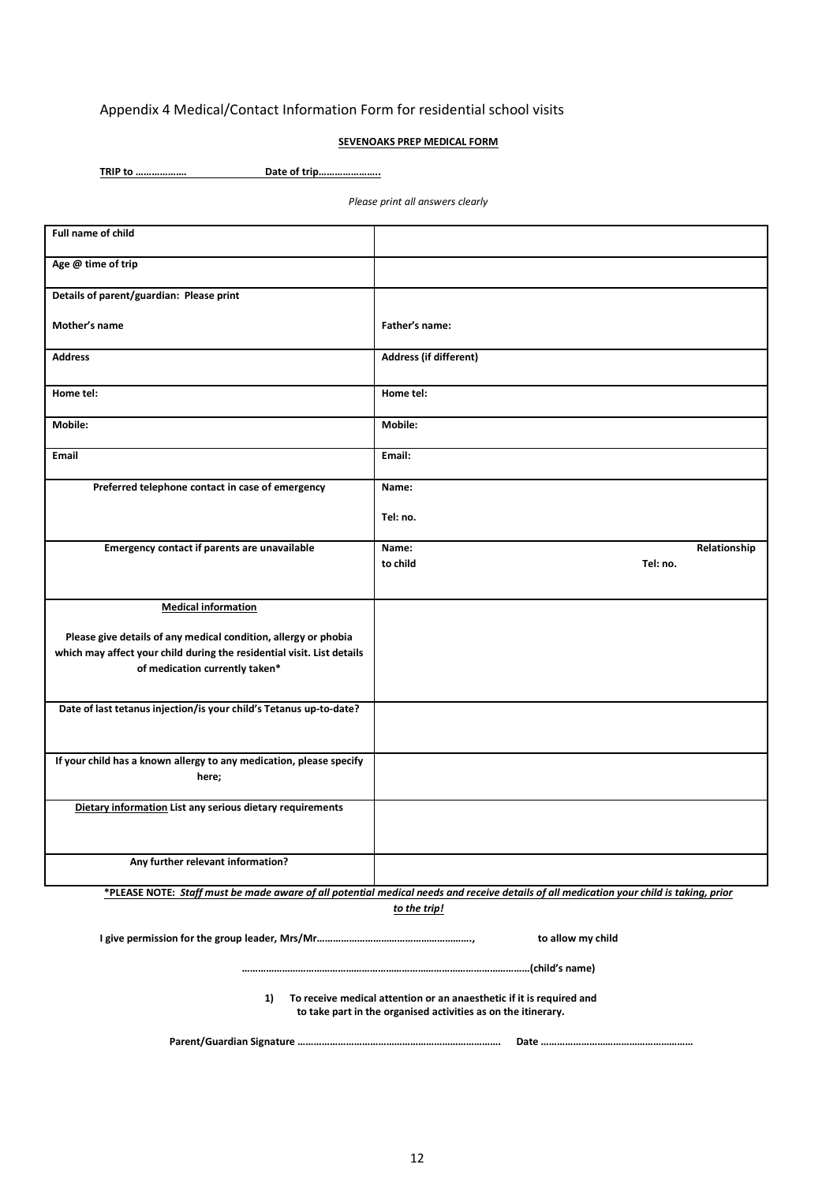Appendix 4 Medical/Contact Information Form for residential school visits

**SEVENOAKS PREP MEDICAL FORM**

**TRIP to ………………** **Date of trip…………………..**

*Please print all answers clearly*

| | |
|---|---|
| **Full name of child** | |
| **Age @ time of trip** | |
| **Details of parent/guardian: Please print**<br><br>**Mother's name** | **Father's name:** |
| **Address** | **Address (if different)** |
| **Home tel:** | **Home tel:** |
| **Mobile:** | **Mobile:** |
| **Email** | **Email:** |
| **Preferred telephone contact in case of emergency** | **Name:**<br><br>**Tel: no.** |
| **Emergency contact if parents are unavailable** | **Name:** **Relationship to child** **Tel: no.** |
| **Medical information**<br><br>**Please give details of any medical condition, allergy or phobia which may affect your child during the residential visit. List details of medication currently taken*** | |
| **Date of last tetanus injection/is your child's Tetanus up-to-date?** | |
| **If your child has a known allergy to any medication, please specify here;** | |
| **Dietary information List any serious dietary requirements** | |
| **Any further relevant information?** | |

**\*PLEASE NOTE:** ***Staff must be made aware of all potential medical needs and receive details of all medication your child is taking, prior to the trip!***

**I give permission for the group leader, Mrs/Mr…………………………………………………, to allow my child**

**……………………………………………………………………………………………(child's name)**

**1) To receive medical attention or an anaesthetic if it is required and to take part in the organised activities as on the itinerary.**

**Parent/Guardian Signature ………………………………………………………………. Date …………………………………………………**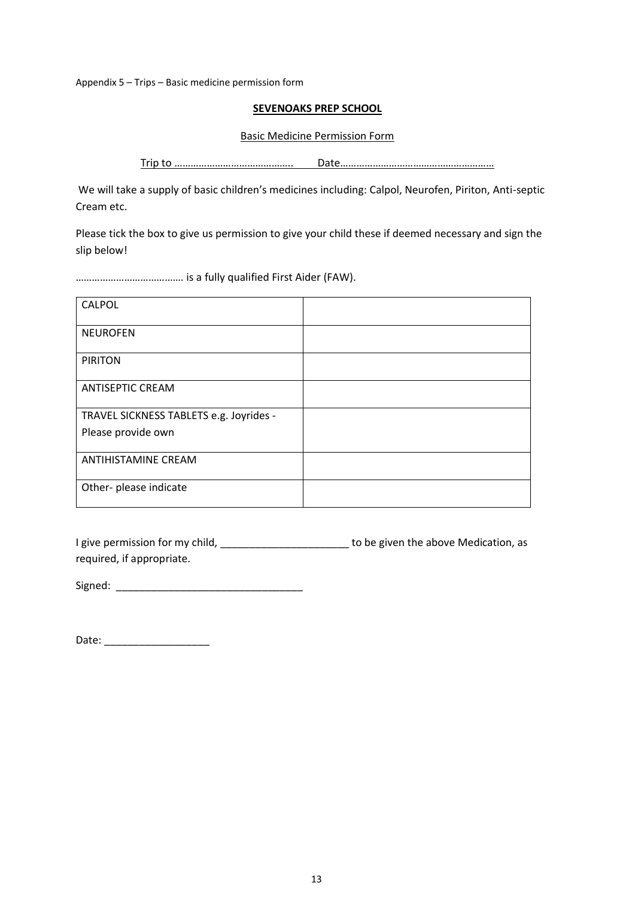Appendix 5 – Trips – Basic medicine permission form

**SEVENOAKS PREP SCHOOL**

Basic Medicine Permission Form

Trip to …………………………………….. Date…………………………………………………

We will take a supply of basic children's medicines including: Calpol, Neurofen, Piriton, Anti-septic Cream etc.

Please tick the box to give us permission to give your child these if deemed necessary and sign the slip below!

………………………………… is a fully qualified First Aider (FAW).

| | |
|---|---|
| CALPOL | |
| NEUROFEN | |
| PIRITON | |
| ANTISEPTIC CREAM | |
| TRAVEL SICKNESS TABLETS e.g. Joyrides - Please provide own | |
| ANTIHISTAMINE CREAM | |
| Other- please indicate | |

I give permission for my child, ______________________ to be given the above Medication, as required, if appropriate.

Signed: ________________________________

Date: __________________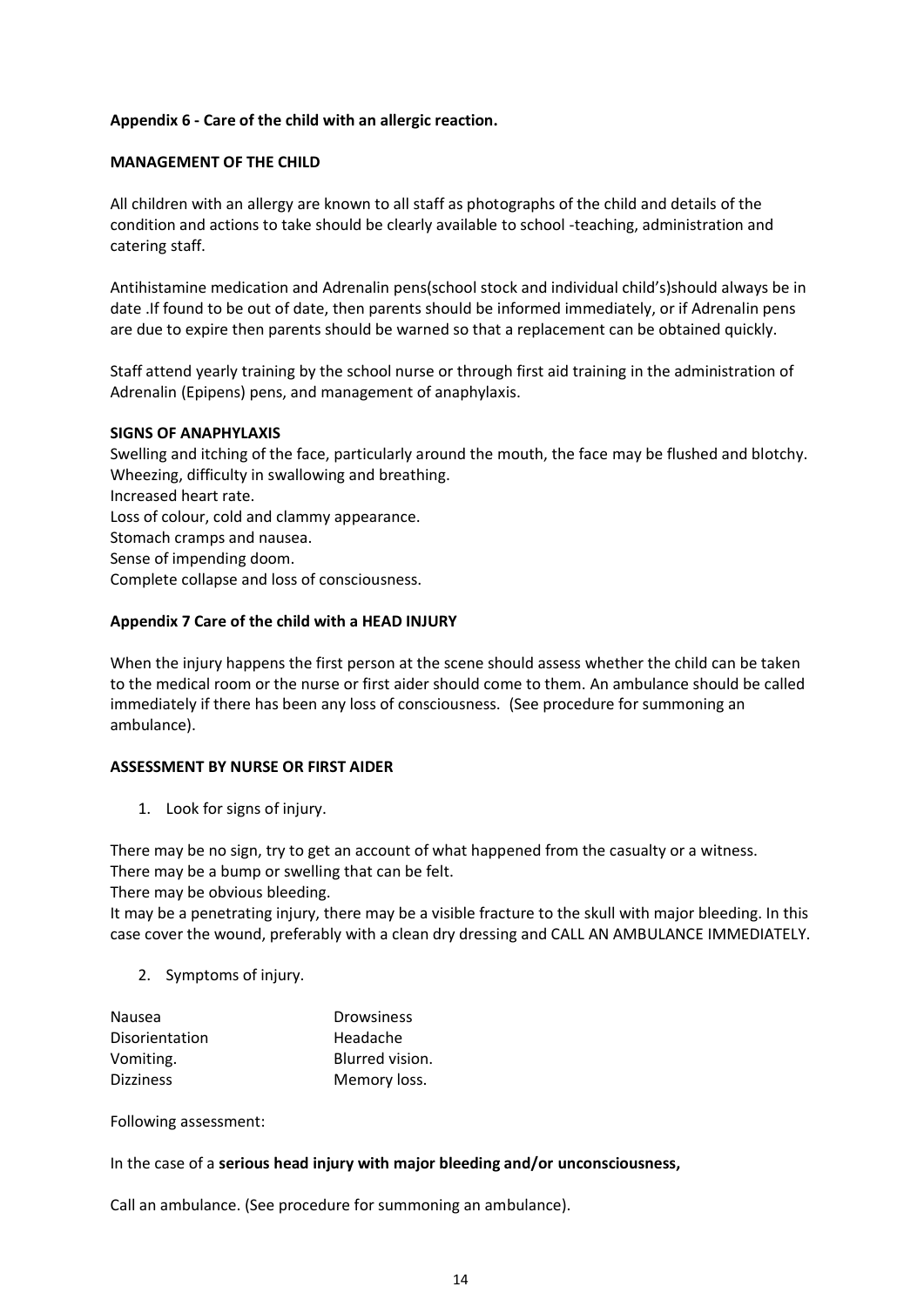**Appendix 6 - Care of the child with an allergic reaction.**

**MANAGEMENT OF THE CHILD**

All children with an allergy are known to all staff as photographs of the child and details of the condition and actions to take should be clearly available to school -teaching, administration and catering staff.

Antihistamine medication and Adrenalin pens(school stock and individual child's)should always be in date .If found to be out of date, then parents should be informed immediately, or if Adrenalin pens are due to expire then parents should be warned so that a replacement can be obtained quickly.

Staff attend yearly training by the school nurse or through first aid training in the administration of Adrenalin (Epipens) pens, and management of anaphylaxis.

**SIGNS OF ANAPHYLAXIS**

Swelling and itching of the face, particularly around the mouth, the face may be flushed and blotchy.
Wheezing, difficulty in swallowing and breathing.
Increased heart rate.
Loss of colour, cold and clammy appearance.
Stomach cramps and nausea.
Sense of impending doom.
Complete collapse and loss of consciousness.

**Appendix 7 Care of the child with a HEAD INJURY**

When the injury happens the first person at the scene should assess whether the child can be taken to the medical room or the nurse or first aider should come to them. An ambulance should be called immediately if there has been any loss of consciousness. (See procedure for summoning an ambulance).

**ASSESSMENT BY NURSE OR FIRST AIDER**

1. Look for signs of injury.

There may be no sign, try to get an account of what happened from the casualty or a witness.
There may be a bump or swelling that can be felt.
There may be obvious bleeding.
It may be a penetrating injury, there may be a visible fracture to the skull with major bleeding. In this case cover the wound, preferably with a clean dry dressing and CALL AN AMBULANCE IMMEDIATELY.

2. Symptoms of injury.

| | |
|---|---|
| Nausea | Drowsiness |
| Disorientation | Headache |
| Vomiting. | Blurred vision. |
| Dizziness | Memory loss. |

Following assessment:

In the case of a **serious head injury with major bleeding and/or unconsciousness,**

Call an ambulance. (See procedure for summoning an ambulance).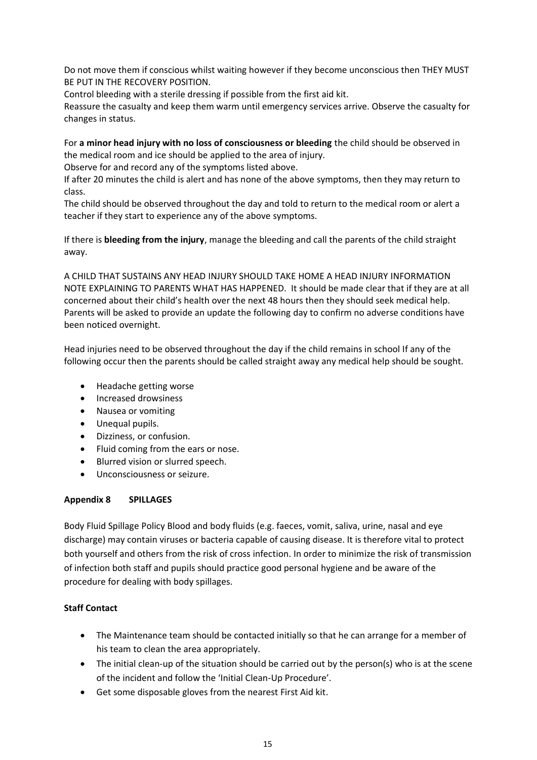Do not move them if conscious whilst waiting however if they become unconscious then THEY MUST BE PUT IN THE RECOVERY POSITION.

Control bleeding with a sterile dressing if possible from the first aid kit.

Reassure the casualty and keep them warm until emergency services arrive. Observe the casualty for changes in status.

For **a minor head injury with no loss of consciousness or bleeding** the child should be observed in the medical room and ice should be applied to the area of injury.

Observe for and record any of the symptoms listed above.

If after 20 minutes the child is alert and has none of the above symptoms, then they may return to class.

The child should be observed throughout the day and told to return to the medical room or alert a teacher if they start to experience any of the above symptoms.

If there is **bleeding from the injury**, manage the bleeding and call the parents of the child straight away.

A CHILD THAT SUSTAINS ANY HEAD INJURY SHOULD TAKE HOME A HEAD INJURY INFORMATION NOTE EXPLAINING TO PARENTS WHAT HAS HAPPENED. It should be made clear that if they are at all concerned about their child's health over the next 48 hours then they should seek medical help. Parents will be asked to provide an update the following day to confirm no adverse conditions have been noticed overnight.

Head injuries need to be observed throughout the day if the child remains in school If any of the following occur then the parents should be called straight away any medical help should be sought.

- Headache getting worse
- Increased drowsiness
- Nausea or vomiting
- Unequal pupils.
- Dizziness, or confusion.
- Fluid coming from the ears or nose.
- Blurred vision or slurred speech.
- Unconsciousness or seizure.

## Appendix 8 SPILLAGES

Body Fluid Spillage Policy Blood and body fluids (e.g. faeces, vomit, saliva, urine, nasal and eye discharge) may contain viruses or bacteria capable of causing disease. It is therefore vital to protect both yourself and others from the risk of cross infection. In order to minimize the risk of transmission of infection both staff and pupils should practice good personal hygiene and be aware of the procedure for dealing with body spillages.

### Staff Contact

- The Maintenance team should be contacted initially so that he can arrange for a member of his team to clean the area appropriately.
- The initial clean-up of the situation should be carried out by the person(s) who is at the scene of the incident and follow the 'Initial Clean-Up Procedure'.
- Get some disposable gloves from the nearest First Aid kit.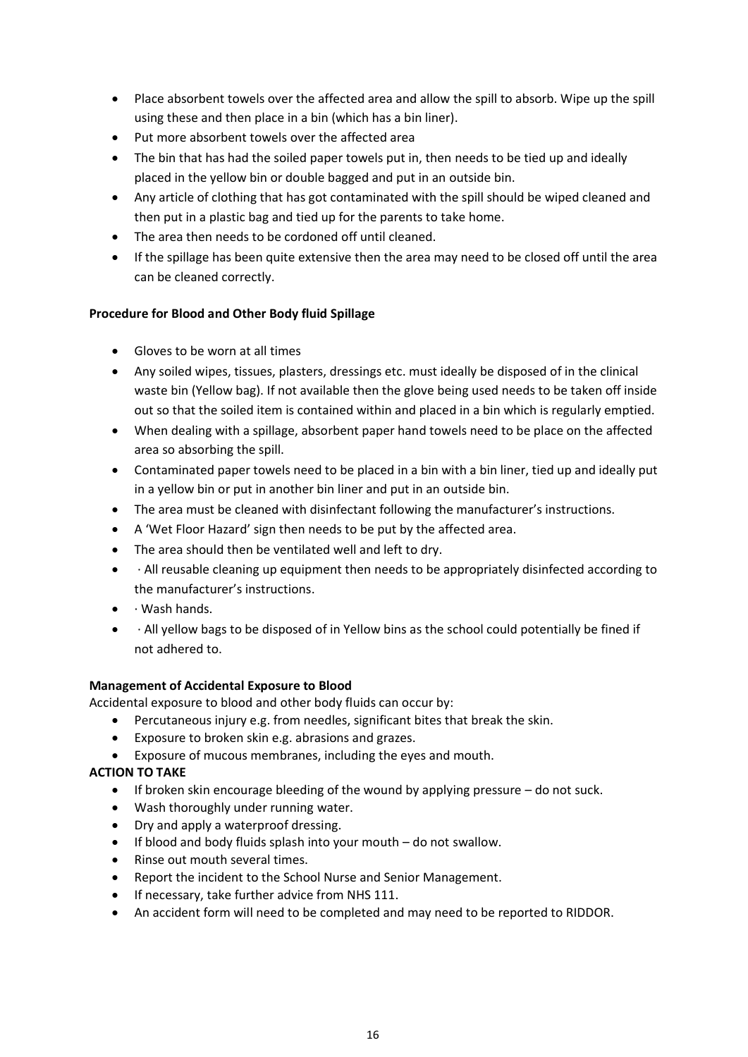- Place absorbent towels over the affected area and allow the spill to absorb. Wipe up the spill using these and then place in a bin (which has a bin liner).
- Put more absorbent towels over the affected area
- The bin that has had the soiled paper towels put in, then needs to be tied up and ideally placed in the yellow bin or double bagged and put in an outside bin.
- Any article of clothing that has got contaminated with the spill should be wiped cleaned and then put in a plastic bag and tied up for the parents to take home.
- The area then needs to be cordoned off until cleaned.
- If the spillage has been quite extensive then the area may need to be closed off until the area can be cleaned correctly.

**Procedure for Blood and Other Body fluid Spillage**

- Gloves to be worn at all times
- Any soiled wipes, tissues, plasters, dressings etc. must ideally be disposed of in the clinical waste bin (Yellow bag). If not available then the glove being used needs to be taken off inside out so that the soiled item is contained within and placed in a bin which is regularly emptied.
- When dealing with a spillage, absorbent paper hand towels need to be place on the affected area so absorbing the spill.
- Contaminated paper towels need to be placed in a bin with a bin liner, tied up and ideally put in a yellow bin or put in another bin liner and put in an outside bin.
- The area must be cleaned with disinfectant following the manufacturer's instructions.
- A 'Wet Floor Hazard' sign then needs to be put by the affected area.
- The area should then be ventilated well and left to dry.
- · All reusable cleaning up equipment then needs to be appropriately disinfected according to the manufacturer's instructions.
- · Wash hands.
- · All yellow bags to be disposed of in Yellow bins as the school could potentially be fined if not adhered to.

**Management of Accidental Exposure to Blood**

Accidental exposure to blood and other body fluids can occur by:

- Percutaneous injury e.g. from needles, significant bites that break the skin.
- Exposure to broken skin e.g. abrasions and grazes.
- Exposure of mucous membranes, including the eyes and mouth.

**ACTION TO TAKE**

- If broken skin encourage bleeding of the wound by applying pressure – do not suck.
- Wash thoroughly under running water.
- Dry and apply a waterproof dressing.
- If blood and body fluids splash into your mouth – do not swallow.
- Rinse out mouth several times.
- Report the incident to the School Nurse and Senior Management.
- If necessary, take further advice from NHS 111.
- An accident form will need to be completed and may need to be reported to RIDDOR.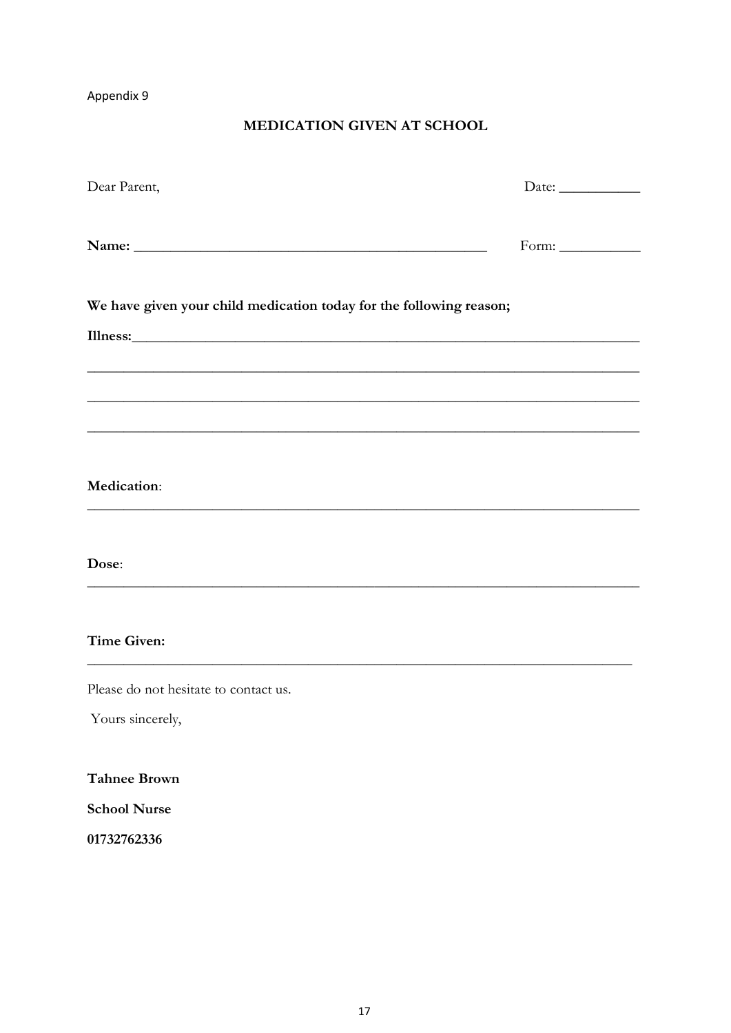Appendix 9

## MEDICATION GIVEN AT SCHOOL

Dear Parent,                                                                                    Date: ___________

**Name:** _______________________________________________                Form: ___________

**We have given your child medication today for the following reason;**

**Illness:**___________________________________________________________________

_____________________________________________________________________________

_____________________________________________________________________________

_____________________________________________________________________________

**Medication**:

_____________________________________________________________________________

**Dose**:

_____________________________________________________________________________

**Time Given:**

_____________________________________________________________________________

Please do not hesitate to contact us.

Yours sincerely,

**Tahnee Brown**

**School Nurse**

**01732762336**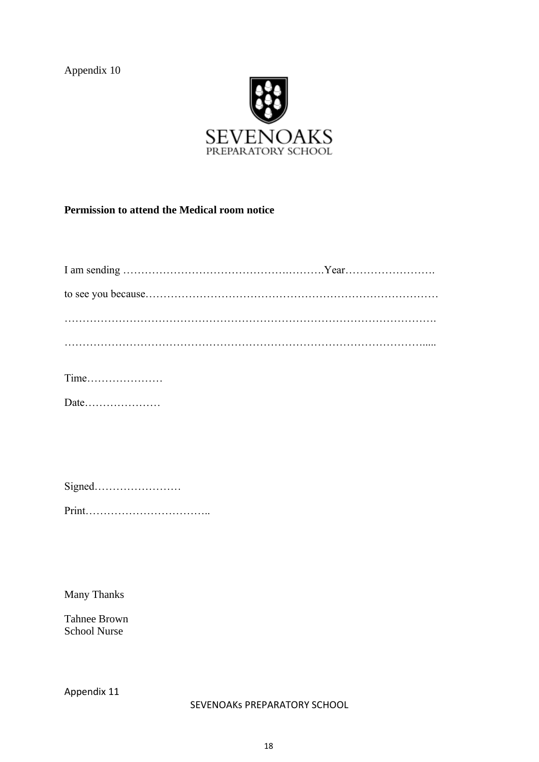Appendix 10

SEVENOAKS
PREPARATORY SCHOOL

**Permission to attend the Medical room notice**

I am sending …………………………………………….……….Year…………………….

to see you because………………………………………………………………………

……………………………………………………………………………………….

……………………………………………………………………………………......

Time…………………

Date…………………

Signed……………………

Print……………………………..

Many Thanks

Tahnee Brown
School Nurse

Appendix 11

SEVENOAKs PREPARATORY SCHOOL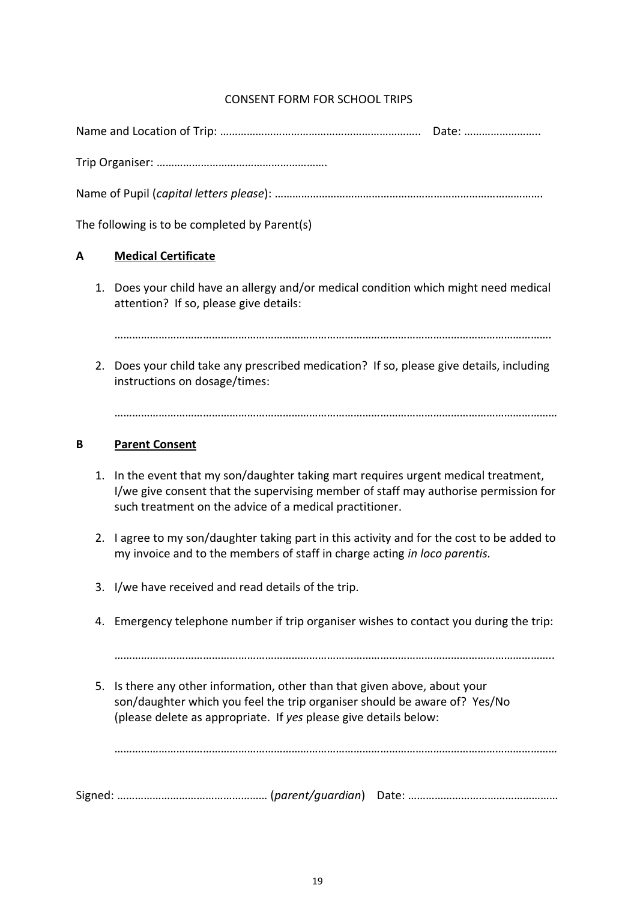CONSENT FORM FOR SCHOOL TRIPS

Name and Location of Trip: ………………………………………………………….. Date: ……………………..

Trip Organiser: ………………………………………………….

Name of Pupil (*capital letters please*): ……………………………………………………………………………….

The following is to be completed by Parent(s)

**A** **Medical Certificate**

1. Does your child have an allergy and/or medical condition which might need medical attention? If so, please give details:

   ………………………………………………………………………………………………………………………………

2. Does your child take any prescribed medication? If so, please give details, including instructions on dosage/times:

   ………………………………………………………………………………………………………………………………

**B** **Parent Consent**

1. In the event that my son/daughter taking mart requires urgent medical treatment, I/we give consent that the supervising member of staff may authorise permission for such treatment on the advice of a medical practitioner.

2. I agree to my son/daughter taking part in this activity and for the cost to be added to my invoice and to the members of staff in charge acting *in loco parentis.*

3. I/we have received and read details of the trip.

4. Emergency telephone number if trip organiser wishes to contact you during the trip:

   ………………………………………………………………………………………………………………………………..

5. Is there any other information, other than that given above, about your son/daughter which you feel the trip organiser should be aware of? Yes/No (please delete as appropriate. If *yes* please give details below:

   ………………………………………………………………………………………………………………………………

Signed: …………………………………………… (*parent/guardian*) Date: ……………………………………………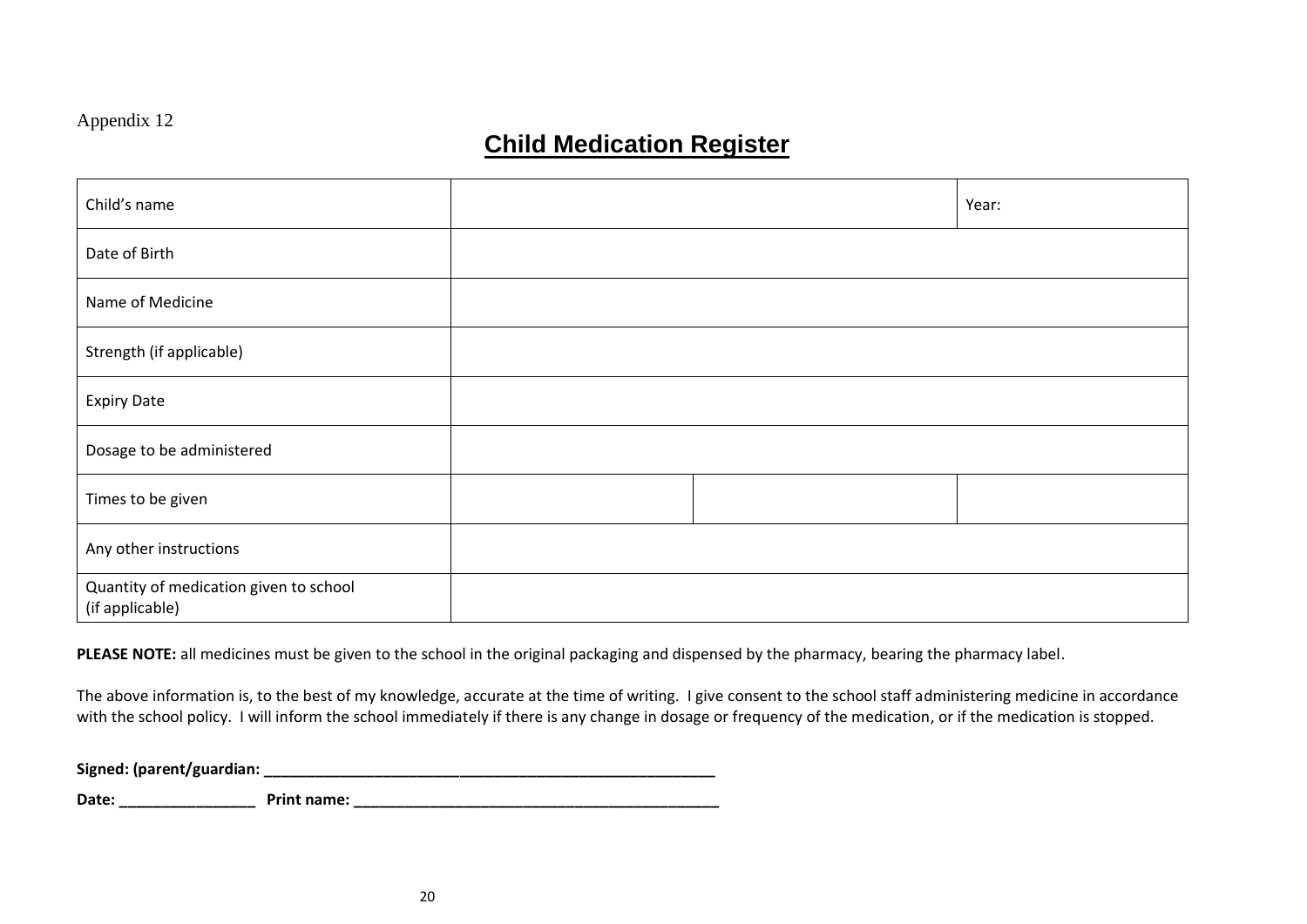Appendix 12

# Child Medication Register

| | | | |
|---|---|---|---|
| Child's name | | | Year: |
| Date of Birth | | | |
| Name of Medicine | | | |
| Strength (if applicable) | | | |
| Expiry Date | | | |
| Dosage to be administered | | | |
| Times to be given | | | |
| Any other instructions | | | |
| Quantity of medication given to school (if applicable) | | | |

**PLEASE NOTE:** all medicines must be given to the school in the original packaging and dispensed by the pharmacy, bearing the pharmacy label.

The above information is, to the best of my knowledge, accurate at the time of writing. I give consent to the school staff administering medicine in accordance with the school policy. I will inform the school immediately if there is any change in dosage or frequency of the medication, or if the medication is stopped.

**Signed: (parent/guardian: _______________________________________________________**

**Date: _________________ Print name: _______________________________________________**